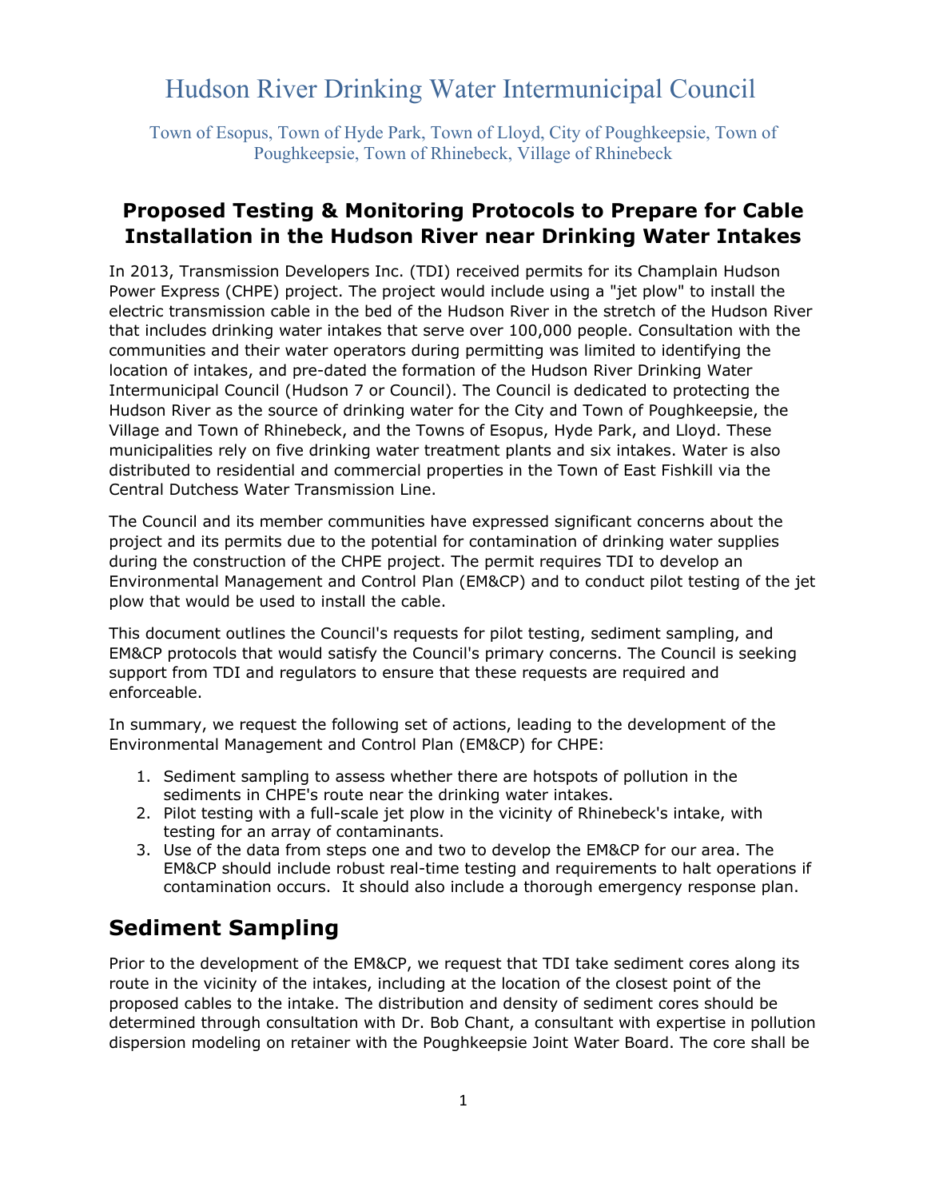# Hudson River Drinking Water Intermunicipal Council

Town of Esopus, Town of Hyde Park, Town of Lloyd, City of Poughkeepsie, Town of Poughkeepsie, Town of Rhinebeck, Village of Rhinebeck

## Proposed Testing & Monitoring Protocols to Prepare for Cable Installation in the Hudson River near Drinking Water Intakes

In 2013, Transmission Developers Inc. (TDI) received permits for its Champlain Hudson Power Express (CHPE) project. The project would include using a "jet plow" to install the electric transmission cable in the bed of the Hudson River in the stretch of the Hudson River that includes drinking water intakes that serve over 100,000 people. Consultation with the communities and their water operators during permitting was limited to identifying the location of intakes, and pre-dated the formation of the Hudson River Drinking Water Intermunicipal Council (Hudson 7 or Council). The Council is dedicated to protecting the Hudson River as the source of drinking water for the City and Town of Poughkeepsie, the Village and Town of Rhinebeck, and the Towns of Esopus, Hyde Park, and Lloyd. These municipalities rely on five drinking water treatment plants and six intakes. Water is also distributed to residential and commercial properties in the Town of East Fishkill via the Central Dutchess Water Transmission Line.

The Council and its member communities have expressed significant concerns about the project and its permits due to the potential for contamination of drinking water supplies during the construction of the CHPE project. The permit requires TDI to develop an Environmental Management and Control Plan (EM&CP) and to conduct pilot testing of the jet plow that would be used to install the cable.

This document outlines the Council's requests for pilot testing, sediment sampling, and EM&CP protocols that would satisfy the Council's primary concerns. The Council is seeking support from TDI and regulators to ensure that these requests are required and enforceable.

In summary, we request the following set of actions, leading to the development of the Environmental Management and Control Plan (EM&CP) for CHPE:

1. Sediment sampling to assess whether there are hotspots of pollution in the sediments in CHPE's route near the drinking water intakes.
2. Pilot testing with a full-scale jet plow in the vicinity of Rhinebeck's intake, with testing for an array of contaminants.
3. Use of the data from steps one and two to develop the EM&CP for our area. The EM&CP should include robust real-time testing and requirements to halt operations if contamination occurs. It should also include a thorough emergency response plan.

## Sediment Sampling

Prior to the development of the EM&CP, we request that TDI take sediment cores along its route in the vicinity of the intakes, including at the location of the closest point of the proposed cables to the intake. The distribution and density of sediment cores should be determined through consultation with Dr. Bob Chant, a consultant with expertise in pollution dispersion modeling on retainer with the Poughkeepsie Joint Water Board. The core shall be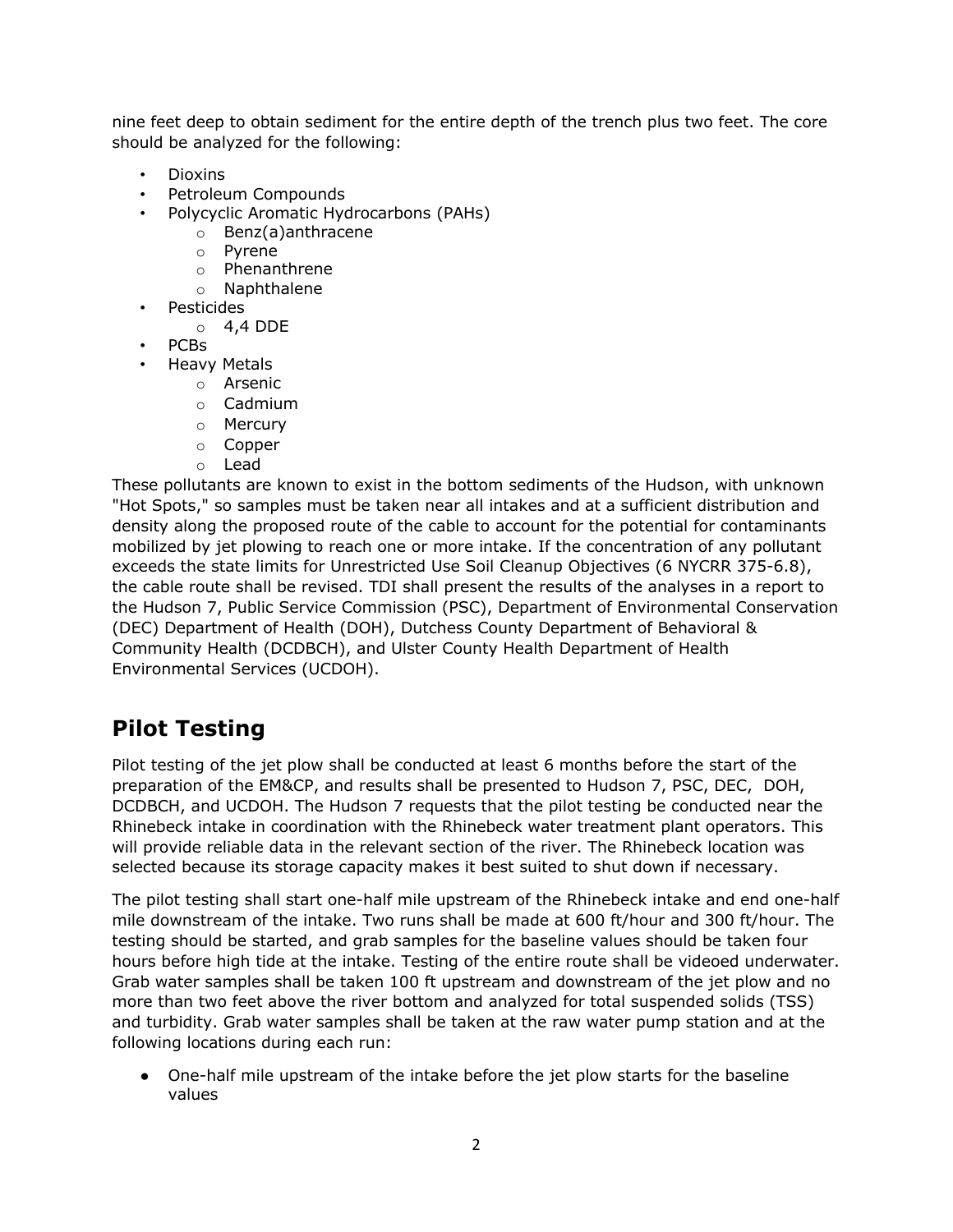nine feet deep to obtain sediment for the entire depth of the trench plus two feet. The core should be analyzed for the following:

- Dioxins
- Petroleum Compounds
- Polycyclic Aromatic Hydrocarbons (PAHs)
  - Benz(a)anthracene
  - Pyrene
  - Phenanthrene
  - Naphthalene
- Pesticides
  - 4,4 DDE
- PCBs
- Heavy Metals
  - Arsenic
  - Cadmium
  - Mercury
  - Copper
  - Lead

These pollutants are known to exist in the bottom sediments of the Hudson, with unknown "Hot Spots," so samples must be taken near all intakes and at a sufficient distribution and density along the proposed route of the cable to account for the potential for contaminants mobilized by jet plowing to reach one or more intake. If the concentration of any pollutant exceeds the state limits for Unrestricted Use Soil Cleanup Objectives (6 NYCRR 375-6.8), the cable route shall be revised. TDI shall present the results of the analyses in a report to the Hudson 7, Public Service Commission (PSC), Department of Environmental Conservation (DEC) Department of Health (DOH), Dutchess County Department of Behavioral & Community Health (DCDBCH), and Ulster County Health Department of Health Environmental Services (UCDOH).

## Pilot Testing

Pilot testing of the jet plow shall be conducted at least 6 months before the start of the preparation of the EM&CP, and results shall be presented to Hudson 7, PSC, DEC, DOH, DCDBCH, and UCDOH. The Hudson 7 requests that the pilot testing be conducted near the Rhinebeck intake in coordination with the Rhinebeck water treatment plant operators. This will provide reliable data in the relevant section of the river. The Rhinebeck location was selected because its storage capacity makes it best suited to shut down if necessary.

The pilot testing shall start one-half mile upstream of the Rhinebeck intake and end one-half mile downstream of the intake. Two runs shall be made at 600 ft/hour and 300 ft/hour. The testing should be started, and grab samples for the baseline values should be taken four hours before high tide at the intake. Testing of the entire route shall be videoed underwater. Grab water samples shall be taken 100 ft upstream and downstream of the jet plow and no more than two feet above the river bottom and analyzed for total suspended solids (TSS) and turbidity. Grab water samples shall be taken at the raw water pump station and at the following locations during each run:

- One-half mile upstream of the intake before the jet plow starts for the baseline values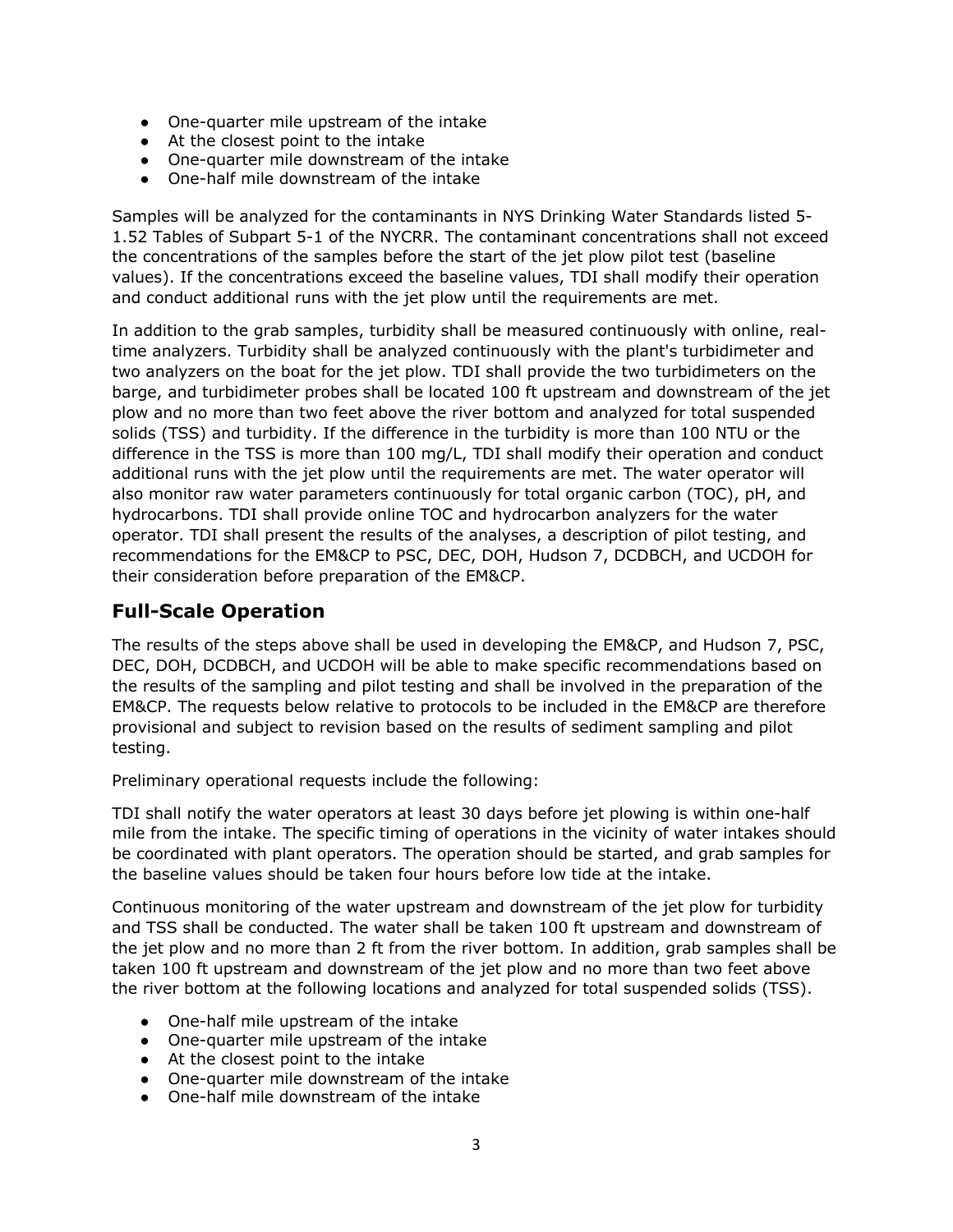- One-quarter mile upstream of the intake
- At the closest point to the intake
- One-quarter mile downstream of the intake
- One-half mile downstream of the intake

Samples will be analyzed for the contaminants in NYS Drinking Water Standards listed 5-1.52 Tables of Subpart 5-1 of the NYCRR. The contaminant concentrations shall not exceed the concentrations of the samples before the start of the jet plow pilot test (baseline values). If the concentrations exceed the baseline values, TDI shall modify their operation and conduct additional runs with the jet plow until the requirements are met.

In addition to the grab samples, turbidity shall be measured continuously with online, real-time analyzers. Turbidity shall be analyzed continuously with the plant's turbidimeter and two analyzers on the boat for the jet plow. TDI shall provide the two turbidimeters on the barge, and turbidimeter probes shall be located 100 ft upstream and downstream of the jet plow and no more than two feet above the river bottom and analyzed for total suspended solids (TSS) and turbidity. If the difference in the turbidity is more than 100 NTU or the difference in the TSS is more than 100 mg/L, TDI shall modify their operation and conduct additional runs with the jet plow until the requirements are met. The water operator will also monitor raw water parameters continuously for total organic carbon (TOC), pH, and hydrocarbons. TDI shall provide online TOC and hydrocarbon analyzers for the water operator. TDI shall present the results of the analyses, a description of pilot testing, and recommendations for the EM&CP to PSC, DEC, DOH, Hudson 7, DCDBCH, and UCDOH for their consideration before preparation of the EM&CP.

## Full-Scale Operation

The results of the steps above shall be used in developing the EM&CP, and Hudson 7, PSC, DEC, DOH, DCDBCH, and UCDOH will be able to make specific recommendations based on the results of the sampling and pilot testing and shall be involved in the preparation of the EM&CP. The requests below relative to protocols to be included in the EM&CP are therefore provisional and subject to revision based on the results of sediment sampling and pilot testing.

Preliminary operational requests include the following:

TDI shall notify the water operators at least 30 days before jet plowing is within one-half mile from the intake. The specific timing of operations in the vicinity of water intakes should be coordinated with plant operators. The operation should be started, and grab samples for the baseline values should be taken four hours before low tide at the intake.

Continuous monitoring of the water upstream and downstream of the jet plow for turbidity and TSS shall be conducted. The water shall be taken 100 ft upstream and downstream of the jet plow and no more than 2 ft from the river bottom. In addition, grab samples shall be taken 100 ft upstream and downstream of the jet plow and no more than two feet above the river bottom at the following locations and analyzed for total suspended solids (TSS).

- One-half mile upstream of the intake
- One-quarter mile upstream of the intake
- At the closest point to the intake
- One-quarter mile downstream of the intake
- One-half mile downstream of the intake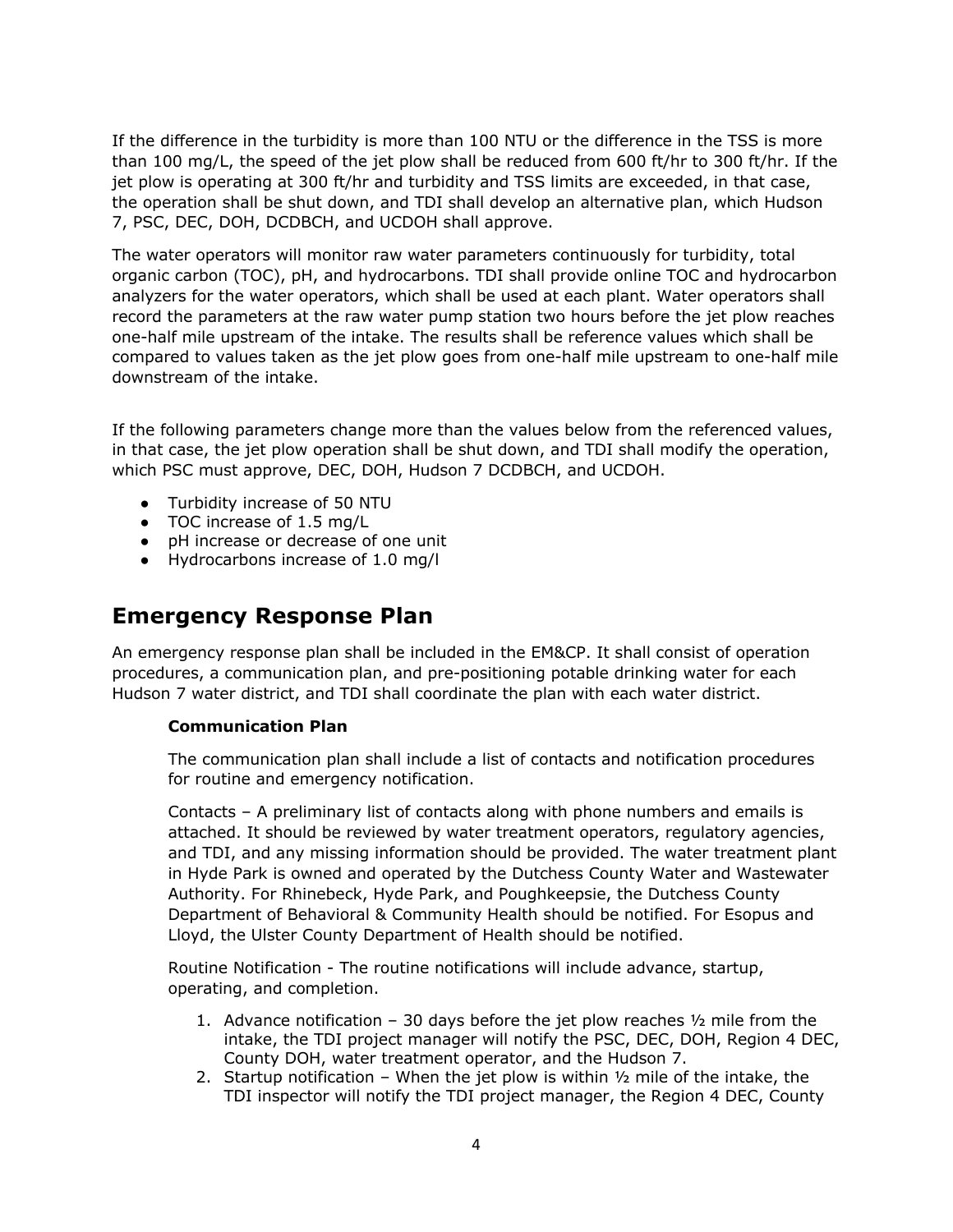If the difference in the turbidity is more than 100 NTU or the difference in the TSS is more than 100 mg/L, the speed of the jet plow shall be reduced from 600 ft/hr to 300 ft/hr. If the jet plow is operating at 300 ft/hr and turbidity and TSS limits are exceeded, in that case, the operation shall be shut down, and TDI shall develop an alternative plan, which Hudson 7, PSC, DEC, DOH, DCDBCH, and UCDOH shall approve.

The water operators will monitor raw water parameters continuously for turbidity, total organic carbon (TOC), pH, and hydrocarbons. TDI shall provide online TOC and hydrocarbon analyzers for the water operators, which shall be used at each plant. Water operators shall record the parameters at the raw water pump station two hours before the jet plow reaches one-half mile upstream of the intake. The results shall be reference values which shall be compared to values taken as the jet plow goes from one-half mile upstream to one-half mile downstream of the intake.

If the following parameters change more than the values below from the referenced values, in that case, the jet plow operation shall be shut down, and TDI shall modify the operation, which PSC must approve, DEC, DOH, Hudson 7 DCDBCH, and UCDOH.

- Turbidity increase of 50 NTU
- TOC increase of 1.5 mg/L
- pH increase or decrease of one unit
- Hydrocarbons increase of 1.0 mg/l

## Emergency Response Plan

An emergency response plan shall be included in the EM&CP. It shall consist of operation procedures, a communication plan, and pre-positioning potable drinking water for each Hudson 7 water district, and TDI shall coordinate the plan with each water district.

**Communication Plan**

The communication plan shall include a list of contacts and notification procedures for routine and emergency notification.

Contacts – A preliminary list of contacts along with phone numbers and emails is attached. It should be reviewed by water treatment operators, regulatory agencies, and TDI, and any missing information should be provided. The water treatment plant in Hyde Park is owned and operated by the Dutchess County Water and Wastewater Authority. For Rhinebeck, Hyde Park, and Poughkeepsie, the Dutchess County Department of Behavioral & Community Health should be notified. For Esopus and Lloyd, the Ulster County Department of Health should be notified.

Routine Notification - The routine notifications will include advance, startup, operating, and completion.

1. Advance notification – 30 days before the jet plow reaches ½ mile from the intake, the TDI project manager will notify the PSC, DEC, DOH, Region 4 DEC, County DOH, water treatment operator, and the Hudson 7.
2. Startup notification – When the jet plow is within ½ mile of the intake, the TDI inspector will notify the TDI project manager, the Region 4 DEC, County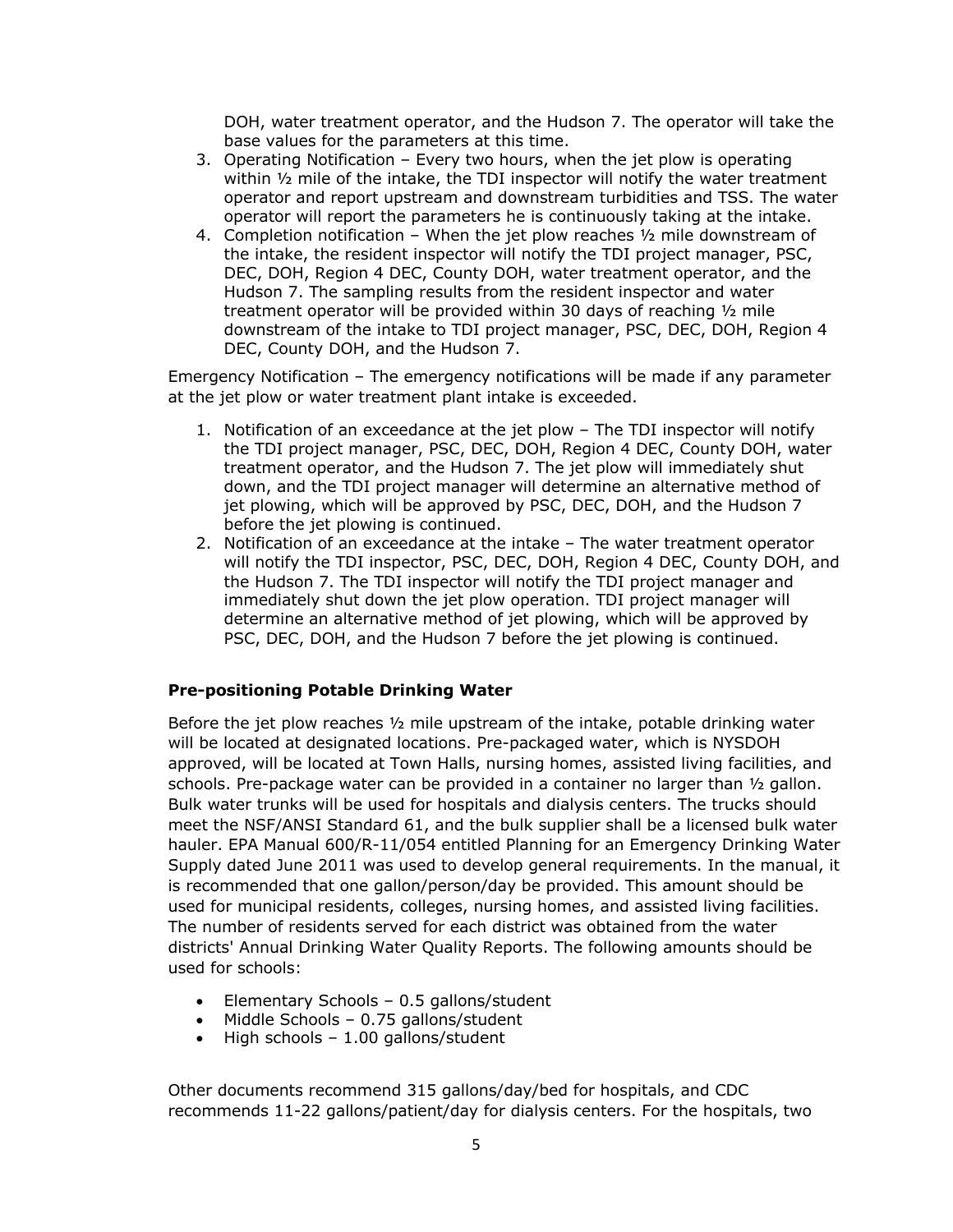DOH, water treatment operator, and the Hudson 7. The operator will take the base values for the parameters at this time.

3. Operating Notification – Every two hours, when the jet plow is operating within ½ mile of the intake, the TDI inspector will notify the water treatment operator and report upstream and downstream turbidities and TSS. The water operator will report the parameters he is continuously taking at the intake.
4. Completion notification – When the jet plow reaches ½ mile downstream of the intake, the resident inspector will notify the TDI project manager, PSC, DEC, DOH, Region 4 DEC, County DOH, water treatment operator, and the Hudson 7. The sampling results from the resident inspector and water treatment operator will be provided within 30 days of reaching ½ mile downstream of the intake to TDI project manager, PSC, DEC, DOH, Region 4 DEC, County DOH, and the Hudson 7.

Emergency Notification – The emergency notifications will be made if any parameter at the jet plow or water treatment plant intake is exceeded.

1. Notification of an exceedance at the jet plow – The TDI inspector will notify the TDI project manager, PSC, DEC, DOH, Region 4 DEC, County DOH, water treatment operator, and the Hudson 7. The jet plow will immediately shut down, and the TDI project manager will determine an alternative method of jet plowing, which will be approved by PSC, DEC, DOH, and the Hudson 7 before the jet plowing is continued.
2. Notification of an exceedance at the intake – The water treatment operator will notify the TDI inspector, PSC, DEC, DOH, Region 4 DEC, County DOH, and the Hudson 7. The TDI inspector will notify the TDI project manager and immediately shut down the jet plow operation. TDI project manager will determine an alternative method of jet plowing, which will be approved by PSC, DEC, DOH, and the Hudson 7 before the jet plowing is continued.

**Pre-positioning Potable Drinking Water**

Before the jet plow reaches ½ mile upstream of the intake, potable drinking water will be located at designated locations. Pre-packaged water, which is NYSDOH approved, will be located at Town Halls, nursing homes, assisted living facilities, and schools. Pre-package water can be provided in a container no larger than ½ gallon. Bulk water trunks will be used for hospitals and dialysis centers. The trucks should meet the NSF/ANSI Standard 61, and the bulk supplier shall be a licensed bulk water hauler. EPA Manual 600/R-11/054 entitled Planning for an Emergency Drinking Water Supply dated June 2011 was used to develop general requirements. In the manual, it is recommended that one gallon/person/day be provided. This amount should be used for municipal residents, colleges, nursing homes, and assisted living facilities. The number of residents served for each district was obtained from the water districts' Annual Drinking Water Quality Reports. The following amounts should be used for schools:

- Elementary Schools – 0.5 gallons/student
- Middle Schools – 0.75 gallons/student
- High schools – 1.00 gallons/student

Other documents recommend 315 gallons/day/bed for hospitals, and CDC recommends 11-22 gallons/patient/day for dialysis centers. For the hospitals, two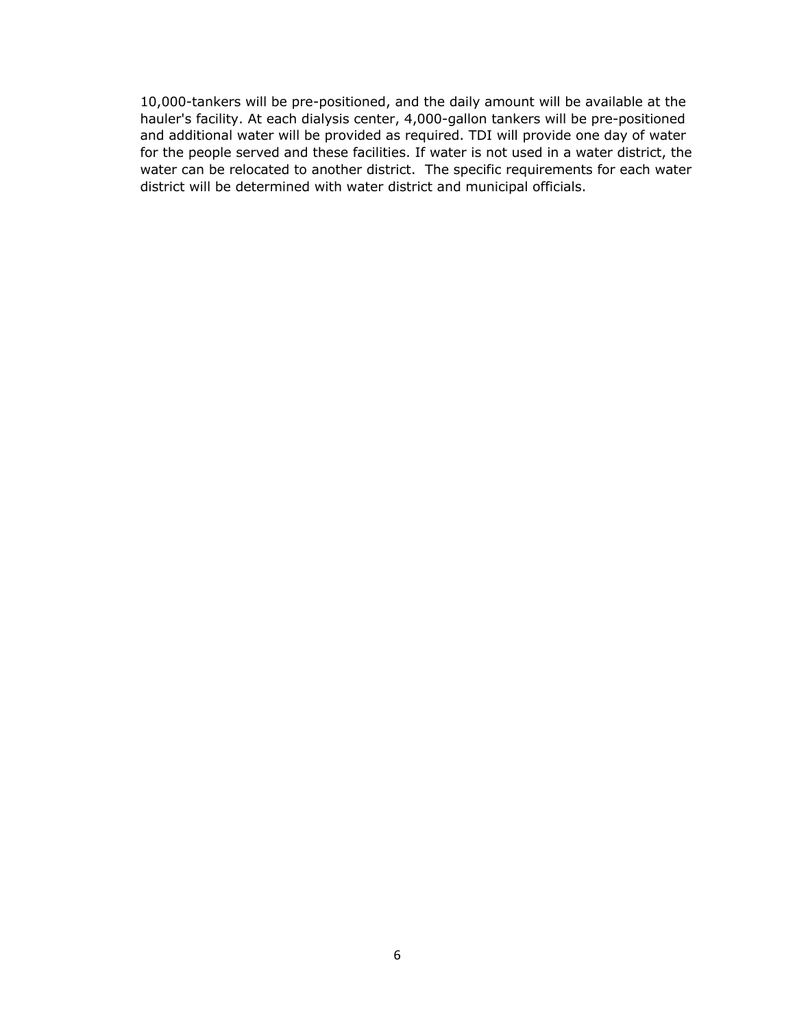10,000-tankers will be pre-positioned, and the daily amount will be available at the hauler's facility. At each dialysis center, 4,000-gallon tankers will be pre-positioned and additional water will be provided as required. TDI will provide one day of water for the people served and these facilities. If water is not used in a water district, the water can be relocated to another district. The specific requirements for each water district will be determined with water district and municipal officials.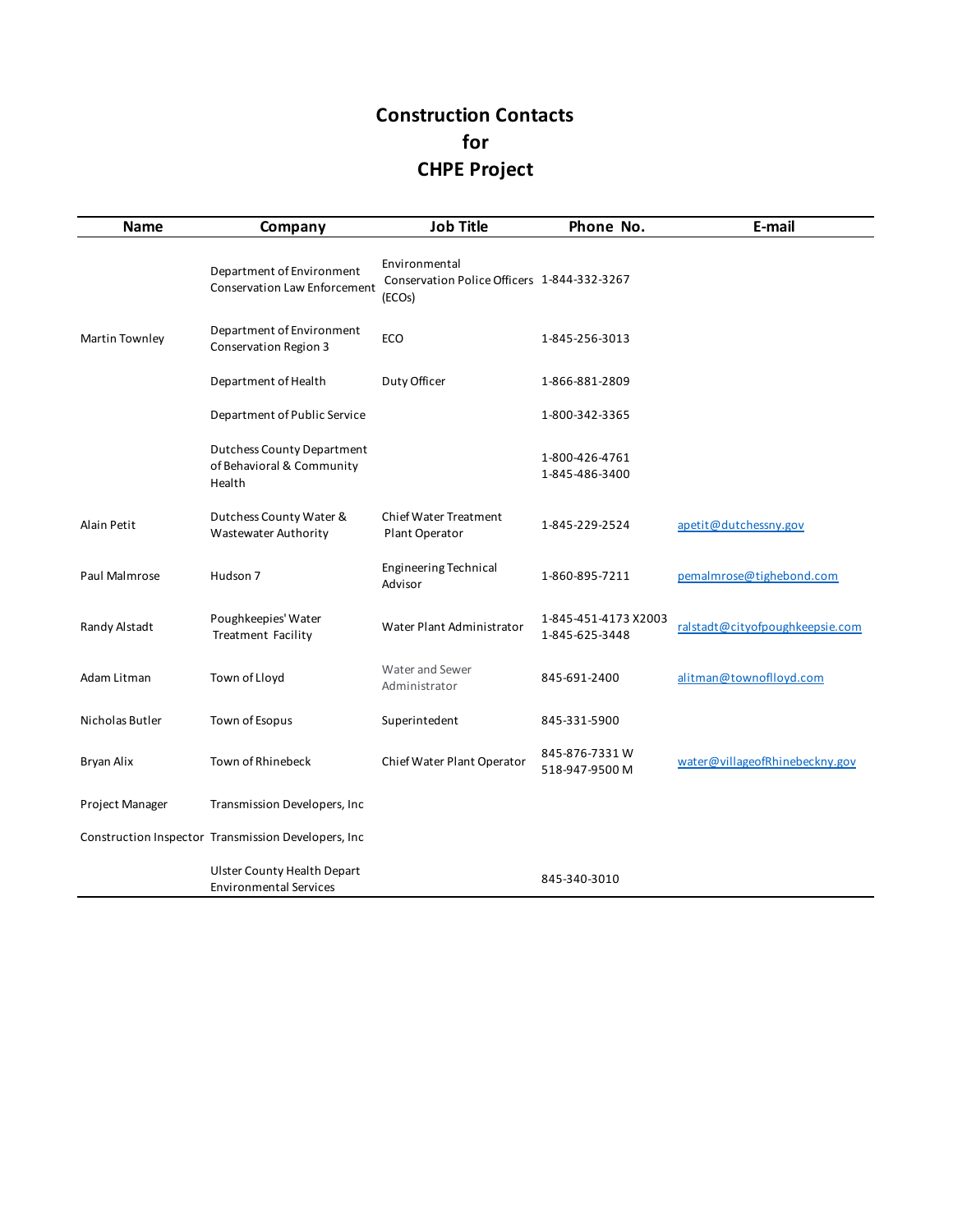# Construction Contacts
# for
# CHPE Project

| Name | Company | Job Title | Phone No. | E-mail |
|---|---|---|---|---|
| | Department of Environment Conservation Law Enforcement | Environmental Conservation Police Officers (ECOs) | 1-844-332-3267 | |
| Martin Townley | Department of Environment Conservation Region 3 | ECO | 1-845-256-3013 | |
| | Department of Health | Duty Officer | 1-866-881-2809 | |
| | Department of Public Service | | 1-800-342-3365 | |
| | Dutchess County Department of Behavioral & Community Health | | 1-800-426-4761<br>1-845-486-3400 | |
| Alain Petit | Dutchess County Water & Wastewater Authority | Chief Water Treatment Plant Operator | 1-845-229-2524 | apetit@dutchessny.gov |
| Paul Malmrose | Hudson 7 | Engineering Technical Advisor | 1-860-895-7211 | pemalmrose@tighebond.com |
| Randy Alstadt | Poughkeepies' Water Treatment Facility | Water Plant Administrator | 1-845-451-4173 X2003<br>1-845-625-3448 | ralstadt@cityofpoughkeepsie.com |
| Adam Litman | Town of Lloyd | Water and Sewer Administrator | 845-691-2400 | alitman@townoflloyd.com |
| Nicholas Butler | Town of Esopus | Superintedent | 845-331-5900 | |
| Bryan Alix | Town of Rhinebeck | Chief Water Plant Operator | 845-876-7331 W<br>518-947-9500 M | water@villageofRhinebeckny.gov |
| Project Manager | Transmission Developers, Inc | | | |
| Construction Inspector | Transmission Developers, Inc | | | |
| | Ulster County Health Depart Environmental Services | | 845-340-3010 | |